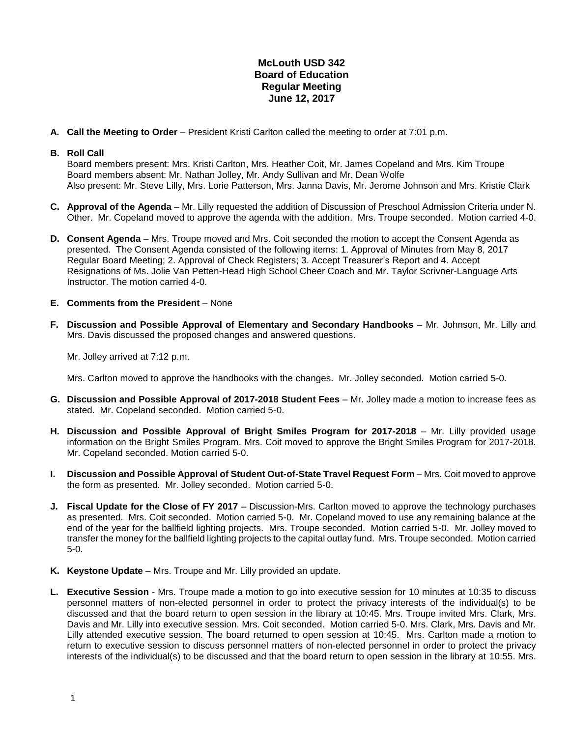# McLouth USD 342
## Board of Education
## Regular Meeting
## June 12, 2017

**A. Call the Meeting to Order** – President Kristi Carlton called the meeting to order at 7:01 p.m.

**B. Roll Call**
Board members present: Mrs. Kristi Carlton, Mrs. Heather Coit, Mr. James Copeland and Mrs. Kim Troupe
Board members absent: Mr. Nathan Jolley, Mr. Andy Sullivan and Mr. Dean Wolfe
Also present: Mr. Steve Lilly, Mrs. Lorie Patterson, Mrs. Janna Davis, Mr. Jerome Johnson and Mrs. Kristie Clark

**C. Approval of the Agenda** – Mr. Lilly requested the addition of Discussion of Preschool Admission Criteria under N. Other. Mr. Copeland moved to approve the agenda with the addition. Mrs. Troupe seconded. Motion carried 4-0.

**D. Consent Agenda** – Mrs. Troupe moved and Mrs. Coit seconded the motion to accept the Consent Agenda as presented. The Consent Agenda consisted of the following items: 1. Approval of Minutes from May 8, 2017 Regular Board Meeting; 2. Approval of Check Registers; 3. Accept Treasurer's Report and 4. Accept Resignations of Ms. Jolie Van Petten-Head High School Cheer Coach and Mr. Taylor Scrivner-Language Arts Instructor. The motion carried 4-0.

**E. Comments from the President** – None

**F. Discussion and Possible Approval of Elementary and Secondary Handbooks** – Mr. Johnson, Mr. Lilly and Mrs. Davis discussed the proposed changes and answered questions.

Mr. Jolley arrived at 7:12 p.m.

Mrs. Carlton moved to approve the handbooks with the changes. Mr. Jolley seconded. Motion carried 5-0.

**G. Discussion and Possible Approval of 2017-2018 Student Fees** – Mr. Jolley made a motion to increase fees as stated. Mr. Copeland seconded. Motion carried 5-0.

**H. Discussion and Possible Approval of Bright Smiles Program for 2017-2018** – Mr. Lilly provided usage information on the Bright Smiles Program. Mrs. Coit moved to approve the Bright Smiles Program for 2017-2018. Mr. Copeland seconded. Motion carried 5-0.

**I. Discussion and Possible Approval of Student Out-of-State Travel Request Form** – Mrs. Coit moved to approve the form as presented. Mr. Jolley seconded. Motion carried 5-0.

**J. Fiscal Update for the Close of FY 2017** – Discussion-Mrs. Carlton moved to approve the technology purchases as presented. Mrs. Coit seconded. Motion carried 5-0. Mr. Copeland moved to use any remaining balance at the end of the year for the ballfield lighting projects. Mrs. Troupe seconded. Motion carried 5-0. Mr. Jolley moved to transfer the money for the ballfield lighting projects to the capital outlay fund. Mrs. Troupe seconded. Motion carried 5-0.

**K. Keystone Update** – Mrs. Troupe and Mr. Lilly provided an update.

**L. Executive Session** - Mrs. Troupe made a motion to go into executive session for 10 minutes at 10:35 to discuss personnel matters of non-elected personnel in order to protect the privacy interests of the individual(s) to be discussed and that the board return to open session in the library at 10:45. Mrs. Troupe invited Mrs. Clark, Mrs. Davis and Mr. Lilly into executive session. Mrs. Coit seconded. Motion carried 5-0. Mrs. Clark, Mrs. Davis and Mr. Lilly attended executive session. The board returned to open session at 10:45. Mrs. Carlton made a motion to return to executive session to discuss personnel matters of non-elected personnel in order to protect the privacy interests of the individual(s) to be discussed and that the board return to open session in the library at 10:55. Mrs.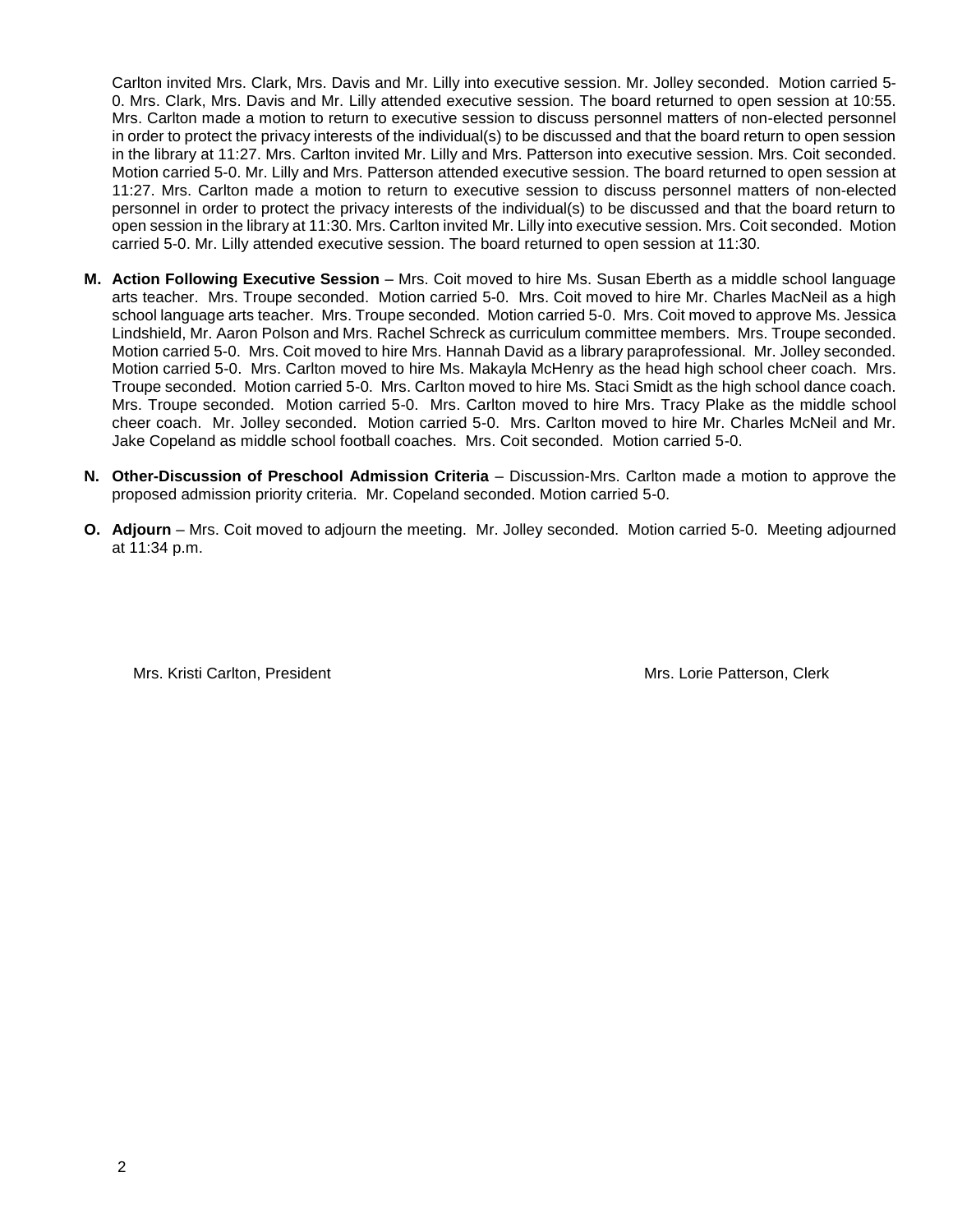Carlton invited Mrs. Clark, Mrs. Davis and Mr. Lilly into executive session. Mr. Jolley seconded. Motion carried 5-0. Mrs. Clark, Mrs. Davis and Mr. Lilly attended executive session. The board returned to open session at 10:55. Mrs. Carlton made a motion to return to executive session to discuss personnel matters of non-elected personnel in order to protect the privacy interests of the individual(s) to be discussed and that the board return to open session in the library at 11:27. Mrs. Carlton invited Mr. Lilly and Mrs. Patterson into executive session. Mrs. Coit seconded. Motion carried 5-0. Mr. Lilly and Mrs. Patterson attended executive session. The board returned to open session at 11:27. Mrs. Carlton made a motion to return to executive session to discuss personnel matters of non-elected personnel in order to protect the privacy interests of the individual(s) to be discussed and that the board return to open session in the library at 11:30. Mrs. Carlton invited Mr. Lilly into executive session. Mrs. Coit seconded. Motion carried 5-0. Mr. Lilly attended executive session. The board returned to open session at 11:30.

**M. Action Following Executive Session** – Mrs. Coit moved to hire Ms. Susan Eberth as a middle school language arts teacher. Mrs. Troupe seconded. Motion carried 5-0. Mrs. Coit moved to hire Mr. Charles MacNeil as a high school language arts teacher. Mrs. Troupe seconded. Motion carried 5-0. Mrs. Coit moved to approve Ms. Jessica Lindshield, Mr. Aaron Polson and Mrs. Rachel Schreck as curriculum committee members. Mrs. Troupe seconded. Motion carried 5-0. Mrs. Coit moved to hire Mrs. Hannah David as a library paraprofessional. Mr. Jolley seconded. Motion carried 5-0. Mrs. Carlton moved to hire Ms. Makayla McHenry as the head high school cheer coach. Mrs. Troupe seconded. Motion carried 5-0. Mrs. Carlton moved to hire Ms. Staci Smidt as the high school dance coach. Mrs. Troupe seconded. Motion carried 5-0. Mrs. Carlton moved to hire Mrs. Tracy Plake as the middle school cheer coach. Mr. Jolley seconded. Motion carried 5-0. Mrs. Carlton moved to hire Mr. Charles McNeil and Mr. Jake Copeland as middle school football coaches. Mrs. Coit seconded. Motion carried 5-0.

**N. Other-Discussion of Preschool Admission Criteria** – Discussion-Mrs. Carlton made a motion to approve the proposed admission priority criteria. Mr. Copeland seconded. Motion carried 5-0.

**O. Adjourn** – Mrs. Coit moved to adjourn the meeting. Mr. Jolley seconded. Motion carried 5-0. Meeting adjourned at 11:34 p.m.

Mrs. Kristi Carlton, President

Mrs. Lorie Patterson, Clerk